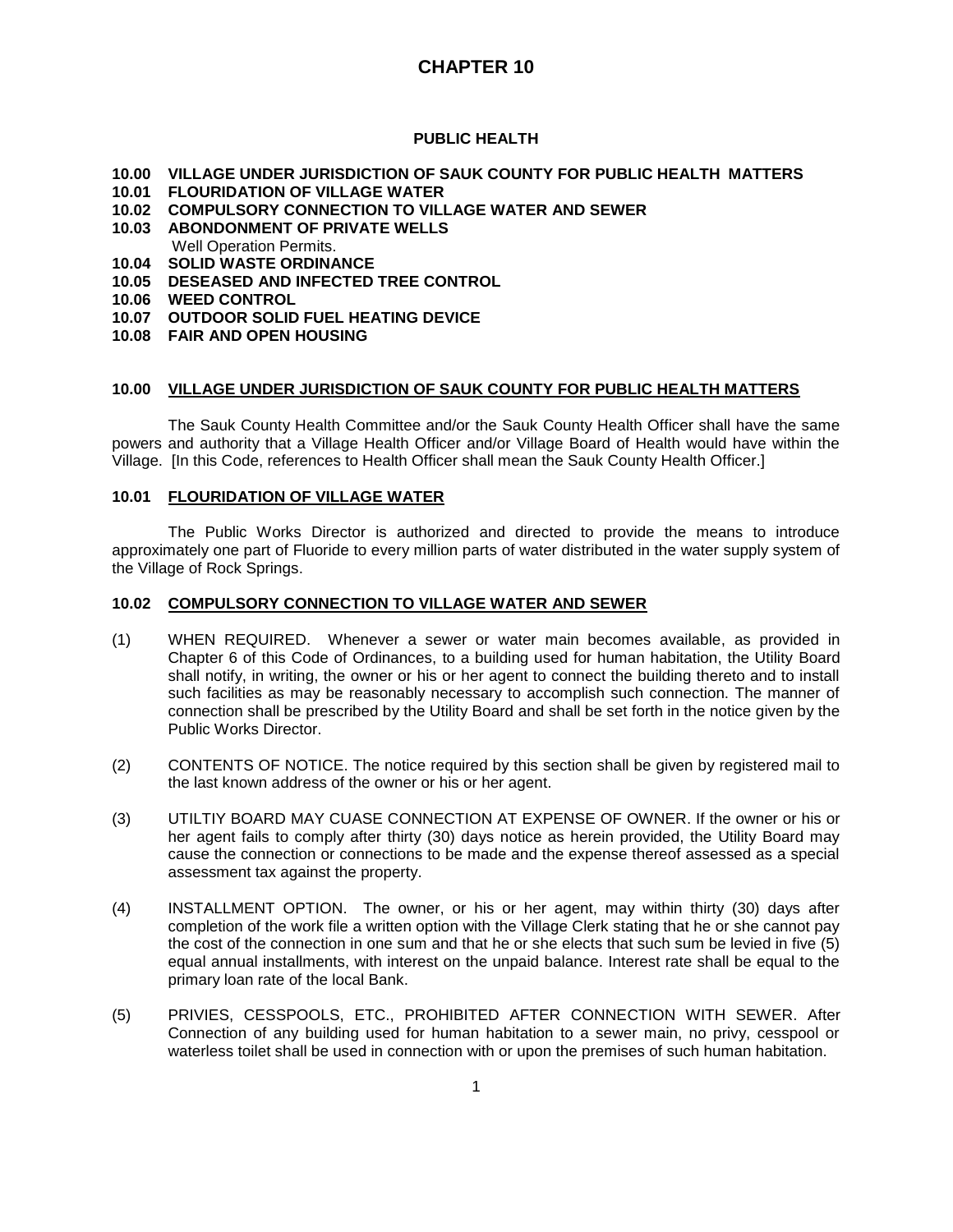# CHAPTER 10

## PUBLIC HEALTH

**10.00 VILLAGE UNDER JURISDICTION OF SAUK COUNTY FOR PUBLIC HEALTH MATTERS**
**10.01 FLOURIDATION OF VILLAGE WATER**
**10.02 COMPULSORY CONNECTION TO VILLAGE WATER AND SEWER**
**10.03 ABONDONMENT OF PRIVATE WELLS**
Well Operation Permits.
**10.04 SOLID WASTE ORDINANCE**
**10.05 DESEASED AND INFECTED TREE CONTROL**
**10.06 WEED CONTROL**
**10.07 OUTDOOR SOLID FUEL HEATING DEVICE**
**10.08 FAIR AND OPEN HOUSING**

### 10.00 VILLAGE UNDER JURISDICTION OF SAUK COUNTY FOR PUBLIC HEALTH MATTERS

The Sauk County Health Committee and/or the Sauk County Health Officer shall have the same powers and authority that a Village Health Officer and/or Village Board of Health would have within the Village. [In this Code, references to Health Officer shall mean the Sauk County Health Officer.]

### 10.01 FLOURIDATION OF VILLAGE WATER

The Public Works Director is authorized and directed to provide the means to introduce approximately one part of Fluoride to every million parts of water distributed in the water supply system of the Village of Rock Springs.

### 10.02 COMPULSORY CONNECTION TO VILLAGE WATER AND SEWER

(1) WHEN REQUIRED. Whenever a sewer or water main becomes available, as provided in Chapter 6 of this Code of Ordinances, to a building used for human habitation, the Utility Board shall notify, in writing, the owner or his or her agent to connect the building thereto and to install such facilities as may be reasonably necessary to accomplish such connection. The manner of connection shall be prescribed by the Utility Board and shall be set forth in the notice given by the Public Works Director.

(2) CONTENTS OF NOTICE. The notice required by this section shall be given by registered mail to the last known address of the owner or his or her agent.

(3) UTILTIY BOARD MAY CUASE CONNECTION AT EXPENSE OF OWNER. If the owner or his or her agent fails to comply after thirty (30) days notice as herein provided, the Utility Board may cause the connection or connections to be made and the expense thereof assessed as a special assessment tax against the property.

(4) INSTALLMENT OPTION. The owner, or his or her agent, may within thirty (30) days after completion of the work file a written option with the Village Clerk stating that he or she cannot pay the cost of the connection in one sum and that he or she elects that such sum be levied in five (5) equal annual installments, with interest on the unpaid balance. Interest rate shall be equal to the primary loan rate of the local Bank.

(5) PRIVIES, CESSPOOLS, ETC., PROHIBITED AFTER CONNECTION WITH SEWER. After Connection of any building used for human habitation to a sewer main, no privy, cesspool or waterless toilet shall be used in connection with or upon the premises of such human habitation.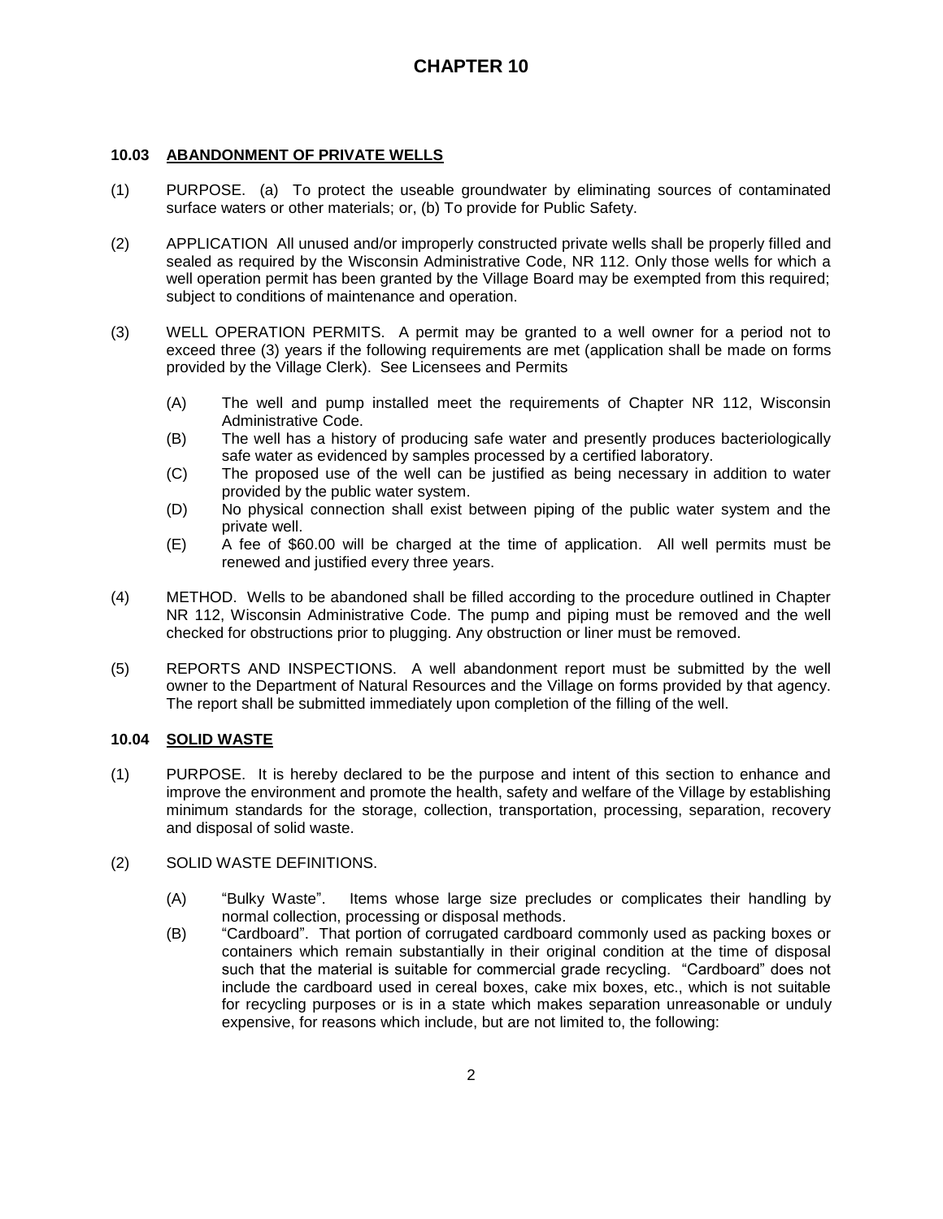# CHAPTER 10

## 10.03 ABANDONMENT OF PRIVATE WELLS

(1) PURPOSE. (a) To protect the useable groundwater by eliminating sources of contaminated surface waters or other materials; or, (b) To provide for Public Safety.

(2) APPLICATION All unused and/or improperly constructed private wells shall be properly filled and sealed as required by the Wisconsin Administrative Code, NR 112. Only those wells for which a well operation permit has been granted by the Village Board may be exempted from this required; subject to conditions of maintenance and operation.

(3) WELL OPERATION PERMITS. A permit may be granted to a well owner for a period not to exceed three (3) years if the following requirements are met (application shall be made on forms provided by the Village Clerk). See Licensees and Permits

- (A) The well and pump installed meet the requirements of Chapter NR 112, Wisconsin Administrative Code.
- (B) The well has a history of producing safe water and presently produces bacteriologically safe water as evidenced by samples processed by a certified laboratory.
- (C) The proposed use of the well can be justified as being necessary in addition to water provided by the public water system.
- (D) No physical connection shall exist between piping of the public water system and the private well.
- (E) A fee of $60.00 will be charged at the time of application. All well permits must be renewed and justified every three years.

(4) METHOD. Wells to be abandoned shall be filled according to the procedure outlined in Chapter NR 112, Wisconsin Administrative Code. The pump and piping must be removed and the well checked for obstructions prior to plugging. Any obstruction or liner must be removed.

(5) REPORTS AND INSPECTIONS. A well abandonment report must be submitted by the well owner to the Department of Natural Resources and the Village on forms provided by that agency. The report shall be submitted immediately upon completion of the filling of the well.

## 10.04 SOLID WASTE

(1) PURPOSE. It is hereby declared to be the purpose and intent of this section to enhance and improve the environment and promote the health, safety and welfare of the Village by establishing minimum standards for the storage, collection, transportation, processing, separation, recovery and disposal of solid waste.

(2) SOLID WASTE DEFINITIONS.

- (A) "Bulky Waste". Items whose large size precludes or complicates their handling by normal collection, processing or disposal methods.
- (B) "Cardboard". That portion of corrugated cardboard commonly used as packing boxes or containers which remain substantially in their original condition at the time of disposal such that the material is suitable for commercial grade recycling. "Cardboard" does not include the cardboard used in cereal boxes, cake mix boxes, etc., which is not suitable for recycling purposes or is in a state which makes separation unreasonable or unduly expensive, for reasons which include, but are not limited to, the following: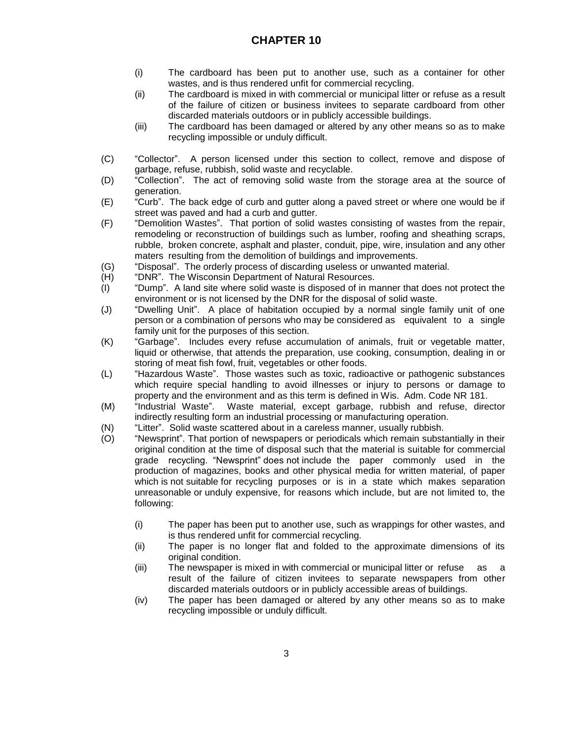# CHAPTER 10

(i) The cardboard has been put to another use, such as a container for other wastes, and is thus rendered unfit for commercial recycling.

(ii) The cardboard is mixed in with commercial or municipal litter or refuse as a result of the failure of citizen or business invitees to separate cardboard from other discarded materials outdoors or in publicly accessible buildings.

(iii) The cardboard has been damaged or altered by any other means so as to make recycling impossible or unduly difficult.

(C) "Collector". A person licensed under this section to collect, remove and dispose of garbage, refuse, rubbish, solid waste and recyclable.

(D) "Collection". The act of removing solid waste from the storage area at the source of generation.

(E) "Curb". The back edge of curb and gutter along a paved street or where one would be if street was paved and had a curb and gutter.

(F) "Demolition Wastes". That portion of solid wastes consisting of wastes from the repair, remodeling or reconstruction of buildings such as lumber, roofing and sheathing scraps, rubble, broken concrete, asphalt and plaster, conduit, pipe, wire, insulation and any other maters resulting from the demolition of buildings and improvements.

(G) "Disposal". The orderly process of discarding useless or unwanted material.

(H) "DNR". The Wisconsin Department of Natural Resources.

(I) "Dump". A land site where solid waste is disposed of in manner that does not protect the environment or is not licensed by the DNR for the disposal of solid waste.

(J) "Dwelling Unit". A place of habitation occupied by a normal single family unit of one person or a combination of persons who may be considered as equivalent to a single family unit for the purposes of this section.

(K) "Garbage". Includes every refuse accumulation of animals, fruit or vegetable matter, liquid or otherwise, that attends the preparation, use cooking, consumption, dealing in or storing of meat fish fowl, fruit, vegetables or other foods.

(L) "Hazardous Waste". Those wastes such as toxic, radioactive or pathogenic substances which require special handling to avoid illnesses or injury to persons or damage to property and the environment and as this term is defined in Wis. Adm. Code NR 181.

(M) "Industrial Waste". Waste material, except garbage, rubbish and refuse, director indirectly resulting form an industrial processing or manufacturing operation.

(N) "Litter". Solid waste scattered about in a careless manner, usually rubbish.

(O) "Newsprint". That portion of newspapers or periodicals which remain substantially in their original condition at the time of disposal such that the material is suitable for commercial grade recycling. "Newsprint" does not include the paper commonly used in the production of magazines, books and other physical media for written material, of paper which is not suitable for recycling purposes or is in a state which makes separation unreasonable or unduly expensive, for reasons which include, but are not limited to, the following:

(i) The paper has been put to another use, such as wrappings for other wastes, and is thus rendered unfit for commercial recycling.

(ii) The paper is no longer flat and folded to the approximate dimensions of its original condition.

(iii) The newspaper is mixed in with commercial or municipal litter or refuse as a result of the failure of citizen invitees to separate newspapers from other discarded materials outdoors or in publicly accessible areas of buildings.

(iv) The paper has been damaged or altered by any other means so as to make recycling impossible or unduly difficult.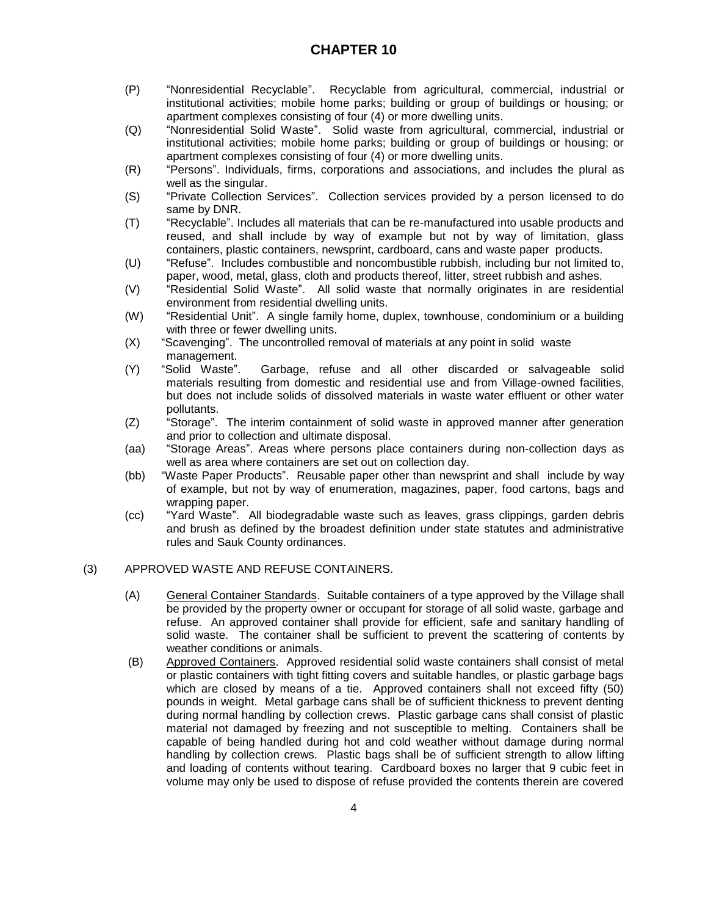# CHAPTER 10

(P) "Nonresidential Recyclable". Recyclable from agricultural, commercial, industrial or institutional activities; mobile home parks; building or group of buildings or housing; or apartment complexes consisting of four (4) or more dwelling units.

(Q) "Nonresidential Solid Waste". Solid waste from agricultural, commercial, industrial or institutional activities; mobile home parks; building or group of buildings or housing; or apartment complexes consisting of four (4) or more dwelling units.

(R) "Persons". Individuals, firms, corporations and associations, and includes the plural as well as the singular.

(S) "Private Collection Services". Collection services provided by a person licensed to do same by DNR.

(T) "Recyclable". Includes all materials that can be re-manufactured into usable products and reused, and shall include by way of example but not by way of limitation, glass containers, plastic containers, newsprint, cardboard, cans and waste paper products.

(U) "Refuse". Includes combustible and noncombustible rubbish, including bur not limited to, paper, wood, metal, glass, cloth and products thereof, litter, street rubbish and ashes.

(V) "Residential Solid Waste". All solid waste that normally originates in are residential environment from residential dwelling units.

(W) "Residential Unit". A single family home, duplex, townhouse, condominium or a building with three or fewer dwelling units.

(X) "Scavenging". The uncontrolled removal of materials at any point in solid waste management.

(Y) "Solid Waste". Garbage, refuse and all other discarded or salvageable solid materials resulting from domestic and residential use and from Village-owned facilities, but does not include solids of dissolved materials in waste water effluent or other water pollutants.

(Z) "Storage". The interim containment of solid waste in approved manner after generation and prior to collection and ultimate disposal.

(aa) "Storage Areas". Areas where persons place containers during non-collection days as well as area where containers are set out on collection day.

(bb) "Waste Paper Products". Reusable paper other than newsprint and shall include by way of example, but not by way of enumeration, magazines, paper, food cartons, bags and wrapping paper.

(cc) "Yard Waste". All biodegradable waste such as leaves, grass clippings, garden debris and brush as defined by the broadest definition under state statutes and administrative rules and Sauk County ordinances.

(3) APPROVED WASTE AND REFUSE CONTAINERS.

(A) <u>General Container Standards</u>. Suitable containers of a type approved by the Village shall be provided by the property owner or occupant for storage of all solid waste, garbage and refuse. An approved container shall provide for efficient, safe and sanitary handling of solid waste. The container shall be sufficient to prevent the scattering of contents by weather conditions or animals.

(B) <u>Approved Containers</u>. Approved residential solid waste containers shall consist of metal or plastic containers with tight fitting covers and suitable handles, or plastic garbage bags which are closed by means of a tie. Approved containers shall not exceed fifty (50) pounds in weight. Metal garbage cans shall be of sufficient thickness to prevent denting during normal handling by collection crews. Plastic garbage cans shall consist of plastic material not damaged by freezing and not susceptible to melting. Containers shall be capable of being handled during hot and cold weather without damage during normal handling by collection crews. Plastic bags shall be of sufficient strength to allow lifting and loading of contents without tearing. Cardboard boxes no larger that 9 cubic feet in volume may only be used to dispose of refuse provided the contents therein are covered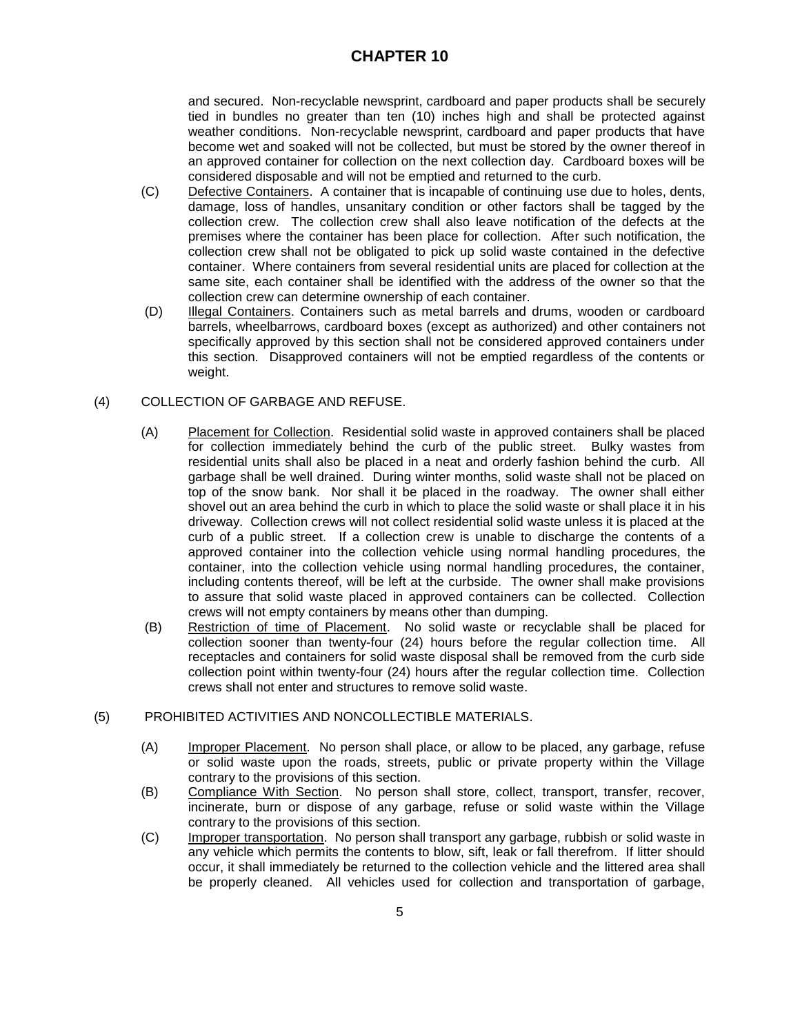and secured. Non-recyclable newsprint, cardboard and paper products shall be securely tied in bundles no greater than ten (10) inches high and shall be protected against weather conditions. Non-recyclable newsprint, cardboard and paper products that have become wet and soaked will not be collected, but must be stored by the owner thereof in an approved container for collection on the next collection day. Cardboard boxes will be considered disposable and will not be emptied and returned to the curb.

(C) Defective Containers. A container that is incapable of continuing use due to holes, dents, damage, loss of handles, unsanitary condition or other factors shall be tagged by the collection crew. The collection crew shall also leave notification of the defects at the premises where the container has been place for collection. After such notification, the collection crew shall not be obligated to pick up solid waste contained in the defective container. Where containers from several residential units are placed for collection at the same site, each container shall be identified with the address of the owner so that the collection crew can determine ownership of each container.

(D) Illegal Containers. Containers such as metal barrels and drums, wooden or cardboard barrels, wheelbarrows, cardboard boxes (except as authorized) and other containers not specifically approved by this section shall not be considered approved containers under this section. Disapproved containers will not be emptied regardless of the contents or weight.

(4) COLLECTION OF GARBAGE AND REFUSE.

(A) Placement for Collection. Residential solid waste in approved containers shall be placed for collection immediately behind the curb of the public street. Bulky wastes from residential units shall also be placed in a neat and orderly fashion behind the curb. All garbage shall be well drained. During winter months, solid waste shall not be placed on top of the snow bank. Nor shall it be placed in the roadway. The owner shall either shovel out an area behind the curb in which to place the solid waste or shall place it in his driveway. Collection crews will not collect residential solid waste unless it is placed at the curb of a public street. If a collection crew is unable to discharge the contents of a approved container into the collection vehicle using normal handling procedures, the container, into the collection vehicle using normal handling procedures, the container, including contents thereof, will be left at the curbside. The owner shall make provisions to assure that solid waste placed in approved containers can be collected. Collection crews will not empty containers by means other than dumping.

(B) Restriction of time of Placement. No solid waste or recyclable shall be placed for collection sooner than twenty-four (24) hours before the regular collection time. All receptacles and containers for solid waste disposal shall be removed from the curb side collection point within twenty-four (24) hours after the regular collection time. Collection crews shall not enter and structures to remove solid waste.

(5) PROHIBITED ACTIVITIES AND NONCOLLECTIBLE MATERIALS.

(A) Improper Placement. No person shall place, or allow to be placed, any garbage, refuse or solid waste upon the roads, streets, public or private property within the Village contrary to the provisions of this section.

(B) Compliance With Section. No person shall store, collect, transport, transfer, recover, incinerate, burn or dispose of any garbage, refuse or solid waste within the Village contrary to the provisions of this section.

(C) Improper transportation. No person shall transport any garbage, rubbish or solid waste in any vehicle which permits the contents to blow, sift, leak or fall therefrom. If litter should occur, it shall immediately be returned to the collection vehicle and the littered area shall be properly cleaned. All vehicles used for collection and transportation of garbage,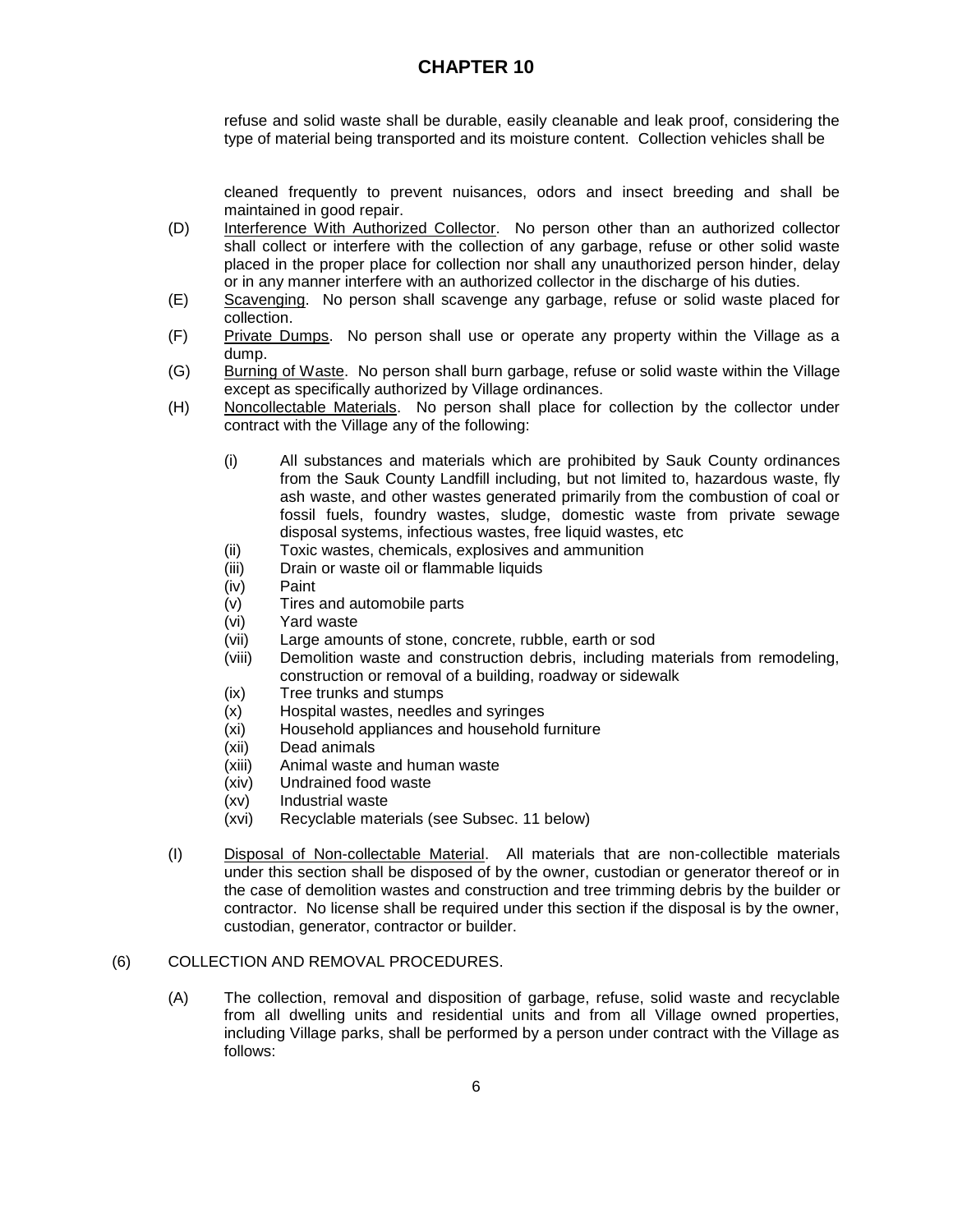refuse and solid waste shall be durable, easily cleanable and leak proof, considering the type of material being transported and its moisture content. Collection vehicles shall be

cleaned frequently to prevent nuisances, odors and insect breeding and shall be maintained in good repair.

(D) Interference With Authorized Collector. No person other than an authorized collector shall collect or interfere with the collection of any garbage, refuse or other solid waste placed in the proper place for collection nor shall any unauthorized person hinder, delay or in any manner interfere with an authorized collector in the discharge of his duties.

(E) Scavenging. No person shall scavenge any garbage, refuse or solid waste placed for collection.

(F) Private Dumps. No person shall use or operate any property within the Village as a dump.

(G) Burning of Waste. No person shall burn garbage, refuse or solid waste within the Village except as specifically authorized by Village ordinances.

(H) Noncollectable Materials. No person shall place for collection by the collector under contract with the Village any of the following:

- (i) All substances and materials which are prohibited by Sauk County ordinances from the Sauk County Landfill including, but not limited to, hazardous waste, fly ash waste, and other wastes generated primarily from the combustion of coal or fossil fuels, foundry wastes, sludge, domestic waste from private sewage disposal systems, infectious wastes, free liquid wastes, etc
- (ii) Toxic wastes, chemicals, explosives and ammunition
- (iii) Drain or waste oil or flammable liquids
- (iv) Paint
- (v) Tires and automobile parts
- (vi) Yard waste
- (vii) Large amounts of stone, concrete, rubble, earth or sod
- (viii) Demolition waste and construction debris, including materials from remodeling, construction or removal of a building, roadway or sidewalk
- (ix) Tree trunks and stumps
- (x) Hospital wastes, needles and syringes
- (xi) Household appliances and household furniture
- (xii) Dead animals
- (xiii) Animal waste and human waste
- (xiv) Undrained food waste
- (xv) Industrial waste
- (xvi) Recyclable materials (see Subsec. 11 below)

(I) Disposal of Non-collectable Material. All materials that are non-collectible materials under this section shall be disposed of by the owner, custodian or generator thereof or in the case of demolition wastes and construction and tree trimming debris by the builder or contractor. No license shall be required under this section if the disposal is by the owner, custodian, generator, contractor or builder.

(6) COLLECTION AND REMOVAL PROCEDURES.

(A) The collection, removal and disposition of garbage, refuse, solid waste and recyclable from all dwelling units and residential units and from all Village owned properties, including Village parks, shall be performed by a person under contract with the Village as follows: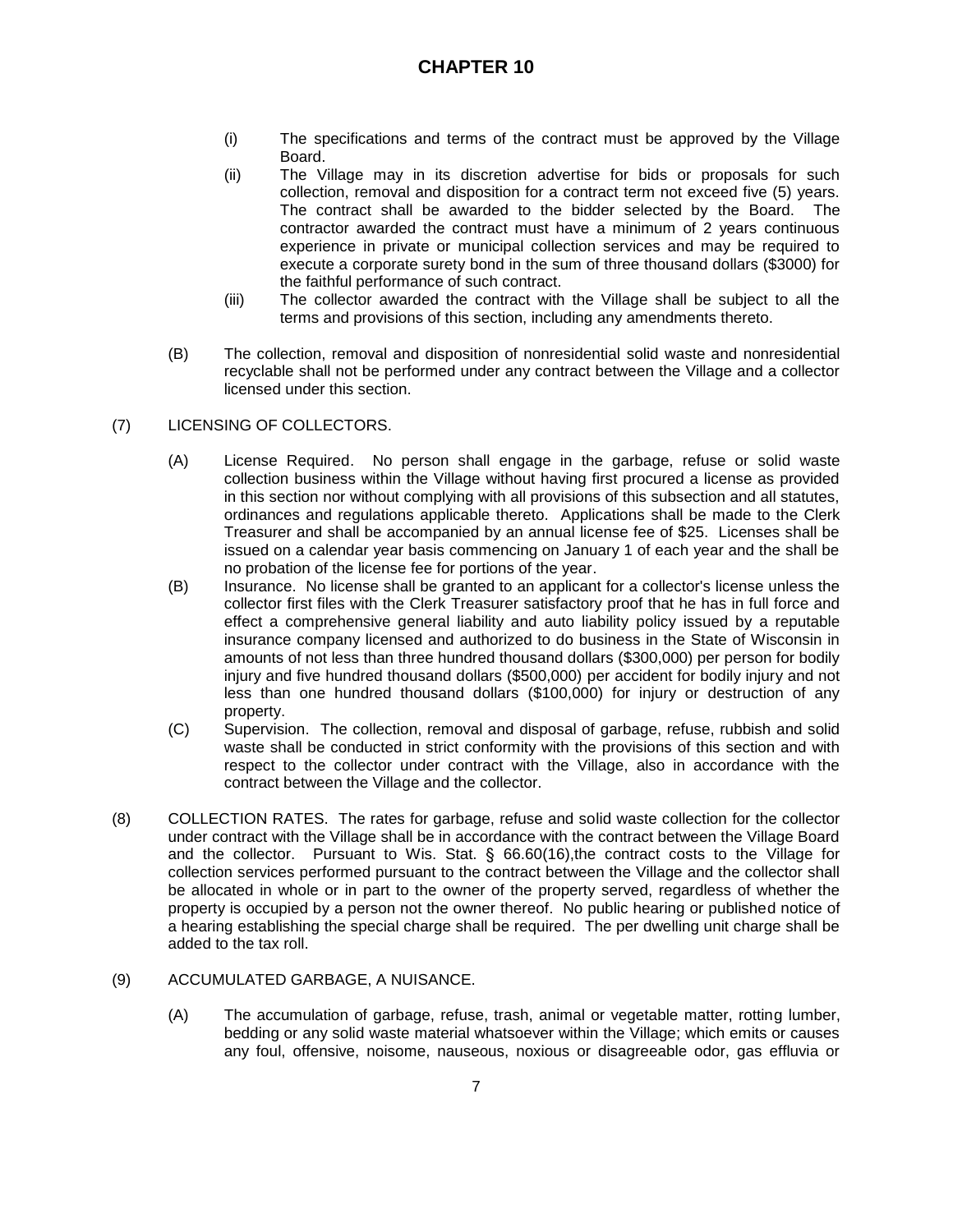(i) The specifications and terms of the contract must be approved by the Village Board.

(ii) The Village may in its discretion advertise for bids or proposals for such collection, removal and disposition for a contract term not exceed five (5) years. The contract shall be awarded to the bidder selected by the Board. The contractor awarded the contract must have a minimum of 2 years continuous experience in private or municipal collection services and may be required to execute a corporate surety bond in the sum of three thousand dollars ($3000) for the faithful performance of such contract.

(iii) The collector awarded the contract with the Village shall be subject to all the terms and provisions of this section, including any amendments thereto.

(B) The collection, removal and disposition of nonresidential solid waste and nonresidential recyclable shall not be performed under any contract between the Village and a collector licensed under this section.

(7) LICENSING OF COLLECTORS.

(A) License Required. No person shall engage in the garbage, refuse or solid waste collection business within the Village without having first procured a license as provided in this section nor without complying with all provisions of this subsection and all statutes, ordinances and regulations applicable thereto. Applications shall be made to the Clerk Treasurer and shall be accompanied by an annual license fee of $25. Licenses shall be issued on a calendar year basis commencing on January 1 of each year and the shall be no probation of the license fee for portions of the year.

(B) Insurance. No license shall be granted to an applicant for a collector's license unless the collector first files with the Clerk Treasurer satisfactory proof that he has in full force and effect a comprehensive general liability and auto liability policy issued by a reputable insurance company licensed and authorized to do business in the State of Wisconsin in amounts of not less than three hundred thousand dollars ($300,000) per person for bodily injury and five hundred thousand dollars ($500,000) per accident for bodily injury and not less than one hundred thousand dollars ($100,000) for injury or destruction of any property.

(C) Supervision. The collection, removal and disposal of garbage, refuse, rubbish and solid waste shall be conducted in strict conformity with the provisions of this section and with respect to the collector under contract with the Village, also in accordance with the contract between the Village and the collector.

(8) COLLECTION RATES. The rates for garbage, refuse and solid waste collection for the collector under contract with the Village shall be in accordance with the contract between the Village Board and the collector. Pursuant to Wis. Stat. § 66.60(16),the contract costs to the Village for collection services performed pursuant to the contract between the Village and the collector shall be allocated in whole or in part to the owner of the property served, regardless of whether the property is occupied by a person not the owner thereof. No public hearing or published notice of a hearing establishing the special charge shall be required. The per dwelling unit charge shall be added to the tax roll.

(9) ACCUMULATED GARBAGE, A NUISANCE.

(A) The accumulation of garbage, refuse, trash, animal or vegetable matter, rotting lumber, bedding or any solid waste material whatsoever within the Village; which emits or causes any foul, offensive, noisome, nauseous, noxious or disagreeable odor, gas effluvia or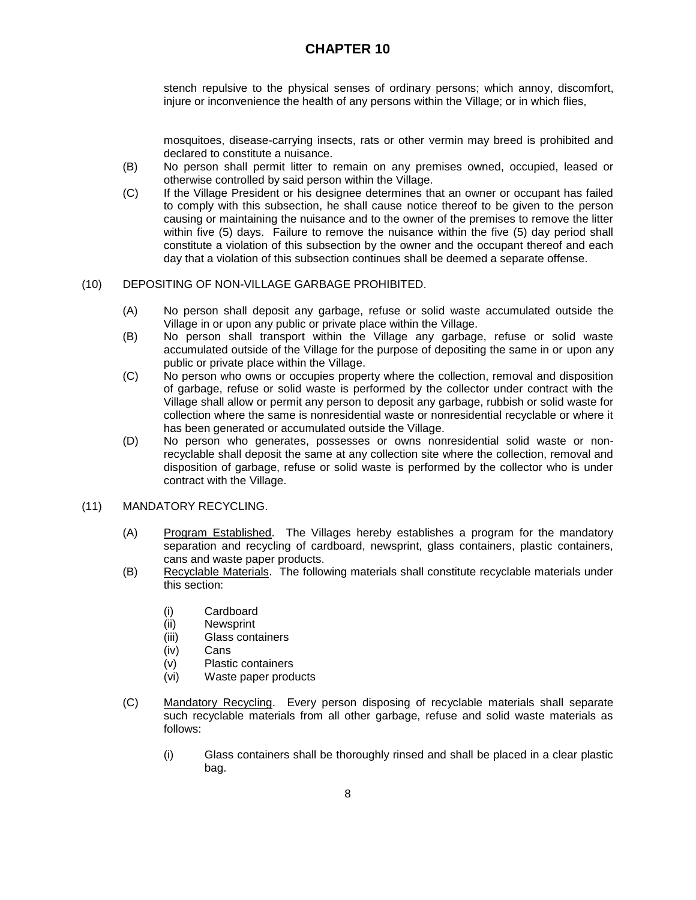stench repulsive to the physical senses of ordinary persons; which annoy, discomfort, injure or inconvenience the health of any persons within the Village; or in which flies, mosquitoes, disease-carrying insects, rats or other vermin may breed is prohibited and declared to constitute a nuisance.

(B) No person shall permit litter to remain on any premises owned, occupied, leased or otherwise controlled by said person within the Village.

(C) If the Village President or his designee determines that an owner or occupant has failed to comply with this subsection, he shall cause notice thereof to be given to the person causing or maintaining the nuisance and to the owner of the premises to remove the litter within five (5) days. Failure to remove the nuisance within the five (5) day period shall constitute a violation of this subsection by the owner and the occupant thereof and each day that a violation of this subsection continues shall be deemed a separate offense.

(10) DEPOSITING OF NON-VILLAGE GARBAGE PROHIBITED.

(A) No person shall deposit any garbage, refuse or solid waste accumulated outside the Village in or upon any public or private place within the Village.

(B) No person shall transport within the Village any garbage, refuse or solid waste accumulated outside of the Village for the purpose of depositing the same in or upon any public or private place within the Village.

(C) No person who owns or occupies property where the collection, removal and disposition of garbage, refuse or solid waste is performed by the collector under contract with the Village shall allow or permit any person to deposit any garbage, rubbish or solid waste for collection where the same is nonresidential waste or nonresidential recyclable or where it has been generated or accumulated outside the Village.

(D) No person who generates, possesses or owns nonresidential solid waste or non-recyclable shall deposit the same at any collection site where the collection, removal and disposition of garbage, refuse or solid waste is performed by the collector who is under contract with the Village.

(11) MANDATORY RECYCLING.

(A) Program Established. The Villages hereby establishes a program for the mandatory separation and recycling of cardboard, newsprint, glass containers, plastic containers, cans and waste paper products.

(B) Recyclable Materials. The following materials shall constitute recyclable materials under this section:

(i) Cardboard
(ii) Newsprint
(iii) Glass containers
(iv) Cans
(v) Plastic containers
(vi) Waste paper products

(C) Mandatory Recycling. Every person disposing of recyclable materials shall separate such recyclable materials from all other garbage, refuse and solid waste materials as follows:

(i) Glass containers shall be thoroughly rinsed and shall be placed in a clear plastic bag.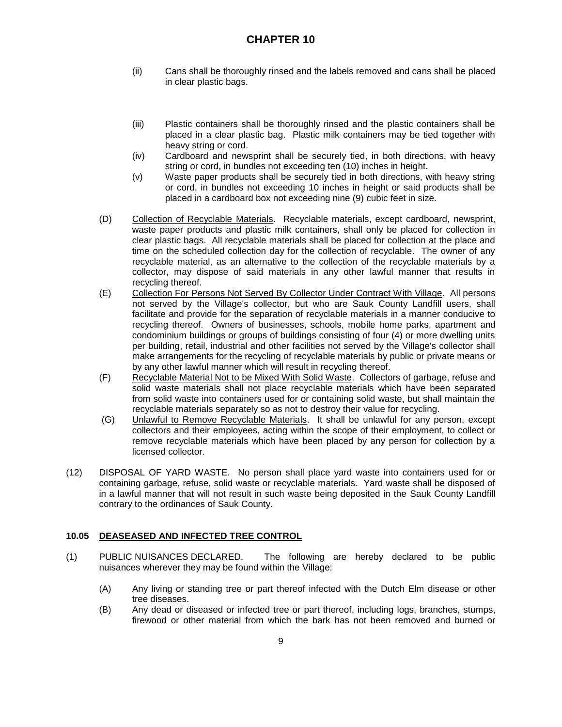(ii) Cans shall be thoroughly rinsed and the labels removed and cans shall be placed in clear plastic bags.

(iii) Plastic containers shall be thoroughly rinsed and the plastic containers shall be placed in a clear plastic bag. Plastic milk containers may be tied together with heavy string or cord.

(iv) Cardboard and newsprint shall be securely tied, in both directions, with heavy string or cord, in bundles not exceeding ten (10) inches in height.

(v) Waste paper products shall be securely tied in both directions, with heavy string or cord, in bundles not exceeding 10 inches in height or said products shall be placed in a cardboard box not exceeding nine (9) cubic feet in size.

(D) Collection of Recyclable Materials. Recyclable materials, except cardboard, newsprint, waste paper products and plastic milk containers, shall only be placed for collection in clear plastic bags. All recyclable materials shall be placed for collection at the place and time on the scheduled collection day for the collection of recyclable. The owner of any recyclable material, as an alternative to the collection of the recyclable materials by a collector, may dispose of said materials in any other lawful manner that results in recycling thereof.

(E) Collection For Persons Not Served By Collector Under Contract With Village. All persons not served by the Village's collector, but who are Sauk County Landfill users, shall facilitate and provide for the separation of recyclable materials in a manner conducive to recycling thereof. Owners of businesses, schools, mobile home parks, apartment and condominium buildings or groups of buildings consisting of four (4) or more dwelling units per building, retail, industrial and other facilities not served by the Village's collector shall make arrangements for the recycling of recyclable materials by public or private means or by any other lawful manner which will result in recycling thereof.

(F) Recyclable Material Not to be Mixed With Solid Waste. Collectors of garbage, refuse and solid waste materials shall not place recyclable materials which have been separated from solid waste into containers used for or containing solid waste, but shall maintain the recyclable materials separately so as not to destroy their value for recycling.

(G) Unlawful to Remove Recyclable Materials. It shall be unlawful for any person, except collectors and their employees, acting within the scope of their employment, to collect or remove recyclable materials which have been placed by any person for collection by a licensed collector.

(12) DISPOSAL OF YARD WASTE. No person shall place yard waste into containers used for or containing garbage, refuse, solid waste or recyclable materials. Yard waste shall be disposed of in a lawful manner that will not result in such waste being deposited in the Sauk County Landfill contrary to the ordinances of Sauk County.

### 10.05 DEASEASED AND INFECTED TREE CONTROL

(1) PUBLIC NUISANCES DECLARED. The following are hereby declared to be public nuisances wherever they may be found within the Village:

(A) Any living or standing tree or part thereof infected with the Dutch Elm disease or other tree diseases.

(B) Any dead or diseased or infected tree or part thereof, including logs, branches, stumps, firewood or other material from which the bark has not been removed and burned or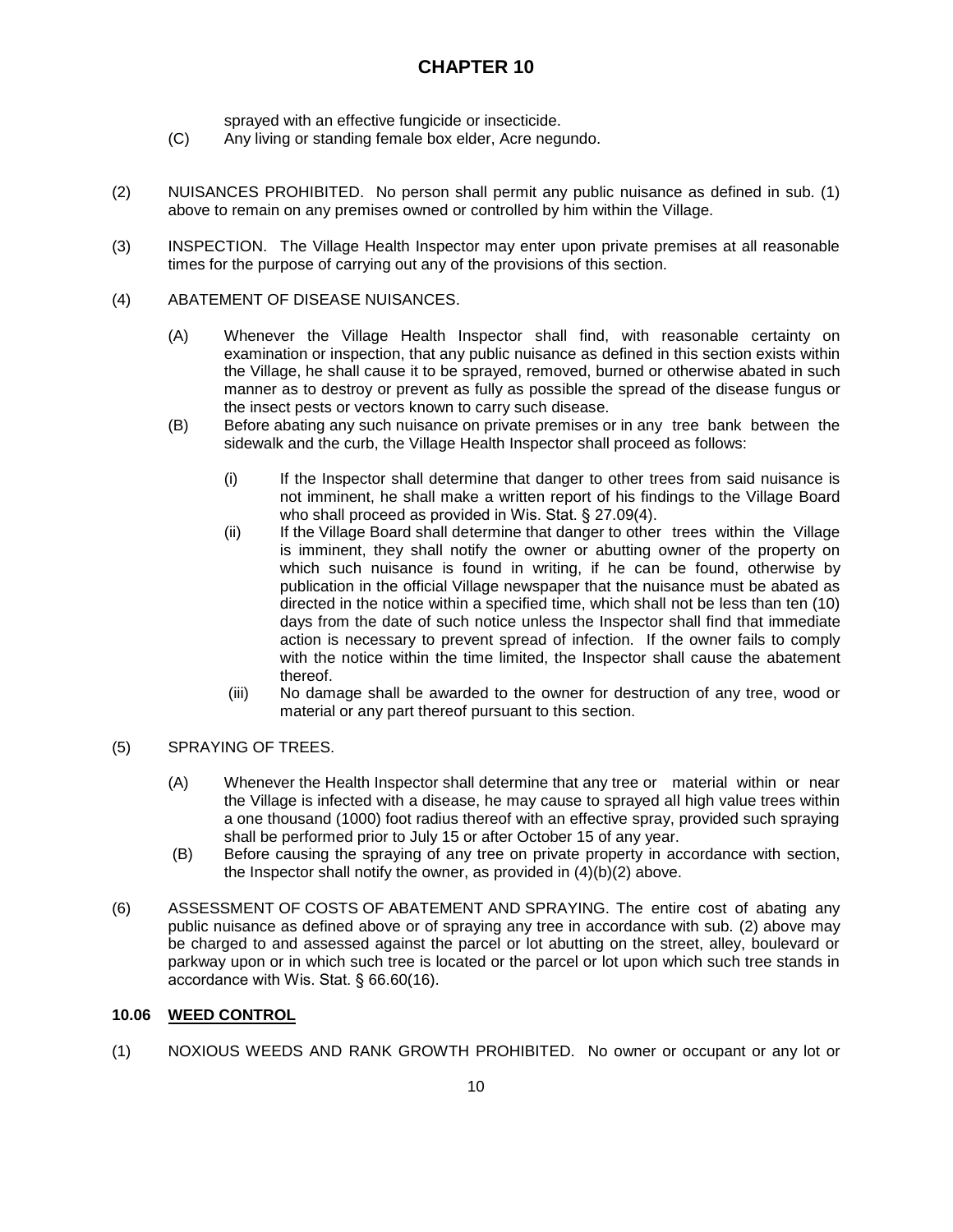sprayed with an effective fungicide or insecticide.

(C) Any living or standing female box elder, Acre negundo.

(2) NUISANCES PROHIBITED. No person shall permit any public nuisance as defined in sub. (1) above to remain on any premises owned or controlled by him within the Village.

(3) INSPECTION. The Village Health Inspector may enter upon private premises at all reasonable times for the purpose of carrying out any of the provisions of this section.

(4) ABATEMENT OF DISEASE NUISANCES.

(A) Whenever the Village Health Inspector shall find, with reasonable certainty on examination or inspection, that any public nuisance as defined in this section exists within the Village, he shall cause it to be sprayed, removed, burned or otherwise abated in such manner as to destroy or prevent as fully as possible the spread of the disease fungus or the insect pests or vectors known to carry such disease.

(B) Before abating any such nuisance on private premises or in any tree bank between the sidewalk and the curb, the Village Health Inspector shall proceed as follows:

(i) If the Inspector shall determine that danger to other trees from said nuisance is not imminent, he shall make a written report of his findings to the Village Board who shall proceed as provided in Wis. Stat. § 27.09(4).

(ii) If the Village Board shall determine that danger to other trees within the Village is imminent, they shall notify the owner or abutting owner of the property on which such nuisance is found in writing, if he can be found, otherwise by publication in the official Village newspaper that the nuisance must be abated as directed in the notice within a specified time, which shall not be less than ten (10) days from the date of such notice unless the Inspector shall find that immediate action is necessary to prevent spread of infection. If the owner fails to comply with the notice within the time limited, the Inspector shall cause the abatement thereof.

(iii) No damage shall be awarded to the owner for destruction of any tree, wood or material or any part thereof pursuant to this section.

(5) SPRAYING OF TREES.

(A) Whenever the Health Inspector shall determine that any tree or material within or near the Village is infected with a disease, he may cause to sprayed all high value trees within a one thousand (1000) foot radius thereof with an effective spray, provided such spraying shall be performed prior to July 15 or after October 15 of any year.

(B) Before causing the spraying of any tree on private property in accordance with section, the Inspector shall notify the owner, as provided in (4)(b)(2) above.

(6) ASSESSMENT OF COSTS OF ABATEMENT AND SPRAYING. The entire cost of abating any public nuisance as defined above or of spraying any tree in accordance with sub. (2) above may be charged to and assessed against the parcel or lot abutting on the street, alley, boulevard or parkway upon or in which such tree is located or the parcel or lot upon which such tree stands in accordance with Wis. Stat. § 66.60(16).

### 10.06 WEED CONTROL

(1) NOXIOUS WEEDS AND RANK GROWTH PROHIBITED. No owner or occupant or any lot or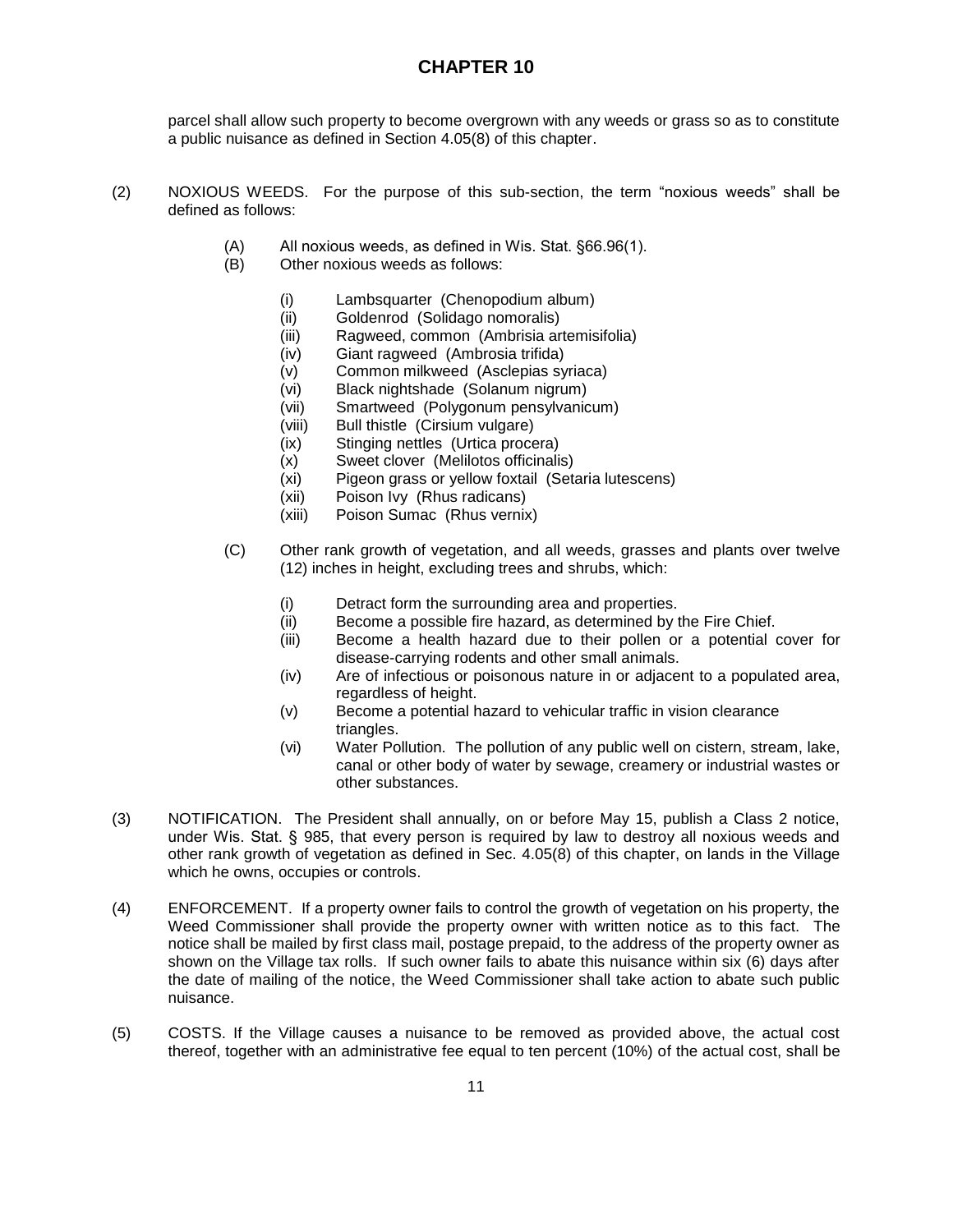parcel shall allow such property to become overgrown with any weeds or grass so as to constitute a public nuisance as defined in Section 4.05(8) of this chapter.

(2) NOXIOUS WEEDS. For the purpose of this sub-section, the term "noxious weeds" shall be defined as follows:

- (A) All noxious weeds, as defined in Wis. Stat. §66.96(1).
- (B) Other noxious weeds as follows:
  - (i) Lambsquarter (Chenopodium album)
  - (ii) Goldenrod (Solidago nomoralis)
  - (iii) Ragweed, common (Ambrisia artemisifolia)
  - (iv) Giant ragweed (Ambrosia trifida)
  - (v) Common milkweed (Asclepias syriaca)
  - (vi) Black nightshade (Solanum nigrum)
  - (vii) Smartweed (Polygonum pensylvanicum)
  - (viii) Bull thistle (Cirsium vulgare)
  - (ix) Stinging nettles (Urtica procera)
  - (x) Sweet clover (Melilotos officinalis)
  - (xi) Pigeon grass or yellow foxtail (Setaria lutescens)
  - (xii) Poison Ivy (Rhus radicans)
  - (xiii) Poison Sumac (Rhus vernix)
- (C) Other rank growth of vegetation, and all weeds, grasses and plants over twelve (12) inches in height, excluding trees and shrubs, which:
  - (i) Detract form the surrounding area and properties.
  - (ii) Become a possible fire hazard, as determined by the Fire Chief.
  - (iii) Become a health hazard due to their pollen or a potential cover for disease-carrying rodents and other small animals.
  - (iv) Are of infectious or poisonous nature in or adjacent to a populated area, regardless of height.
  - (v) Become a potential hazard to vehicular traffic in vision clearance triangles.
  - (vi) Water Pollution. The pollution of any public well on cistern, stream, lake, canal or other body of water by sewage, creamery or industrial wastes or other substances.

(3) NOTIFICATION. The President shall annually, on or before May 15, publish a Class 2 notice, under Wis. Stat. § 985, that every person is required by law to destroy all noxious weeds and other rank growth of vegetation as defined in Sec. 4.05(8) of this chapter, on lands in the Village which he owns, occupies or controls.

(4) ENFORCEMENT. If a property owner fails to control the growth of vegetation on his property, the Weed Commissioner shall provide the property owner with written notice as to this fact. The notice shall be mailed by first class mail, postage prepaid, to the address of the property owner as shown on the Village tax rolls. If such owner fails to abate this nuisance within six (6) days after the date of mailing of the notice, the Weed Commissioner shall take action to abate such public nuisance.

(5) COSTS. If the Village causes a nuisance to be removed as provided above, the actual cost thereof, together with an administrative fee equal to ten percent (10%) of the actual cost, shall be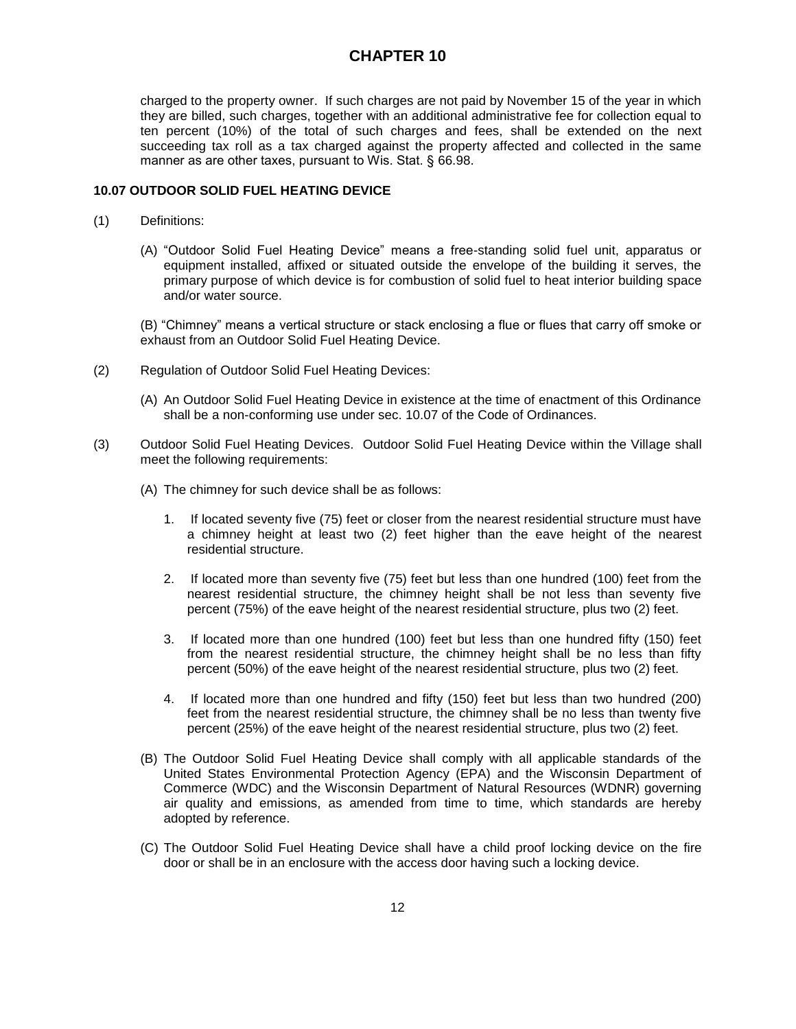charged to the property owner. If such charges are not paid by November 15 of the year in which they are billed, such charges, together with an additional administrative fee for collection equal to ten percent (10%) of the total of such charges and fees, shall be extended on the next succeeding tax roll as a tax charged against the property affected and collected in the same manner as are other taxes, pursuant to Wis. Stat. § 66.98.

**10.07 OUTDOOR SOLID FUEL HEATING DEVICE**

(1) Definitions:

(A) "Outdoor Solid Fuel Heating Device" means a free-standing solid fuel unit, apparatus or equipment installed, affixed or situated outside the envelope of the building it serves, the primary purpose of which device is for combustion of solid fuel to heat interior building space and/or water source.

(B) "Chimney" means a vertical structure or stack enclosing a flue or flues that carry off smoke or exhaust from an Outdoor Solid Fuel Heating Device.

(2) Regulation of Outdoor Solid Fuel Heating Devices:

(A) An Outdoor Solid Fuel Heating Device in existence at the time of enactment of this Ordinance shall be a non-conforming use under sec. 10.07 of the Code of Ordinances.

(3) Outdoor Solid Fuel Heating Devices. Outdoor Solid Fuel Heating Device within the Village shall meet the following requirements:

(A) The chimney for such device shall be as follows:

1. If located seventy five (75) feet or closer from the nearest residential structure must have a chimney height at least two (2) feet higher than the eave height of the nearest residential structure.

2. If located more than seventy five (75) feet but less than one hundred (100) feet from the nearest residential structure, the chimney height shall be not less than seventy five percent (75%) of the eave height of the nearest residential structure, plus two (2) feet.

3. If located more than one hundred (100) feet but less than one hundred fifty (150) feet from the nearest residential structure, the chimney height shall be no less than fifty percent (50%) of the eave height of the nearest residential structure, plus two (2) feet.

4. If located more than one hundred and fifty (150) feet but less than two hundred (200) feet from the nearest residential structure, the chimney shall be no less than twenty five percent (25%) of the eave height of the nearest residential structure, plus two (2) feet.

(B) The Outdoor Solid Fuel Heating Device shall comply with all applicable standards of the United States Environmental Protection Agency (EPA) and the Wisconsin Department of Commerce (WDC) and the Wisconsin Department of Natural Resources (WDNR) governing air quality and emissions, as amended from time to time, which standards are hereby adopted by reference.

(C) The Outdoor Solid Fuel Heating Device shall have a child proof locking device on the fire door or shall be in an enclosure with the access door having such a locking device.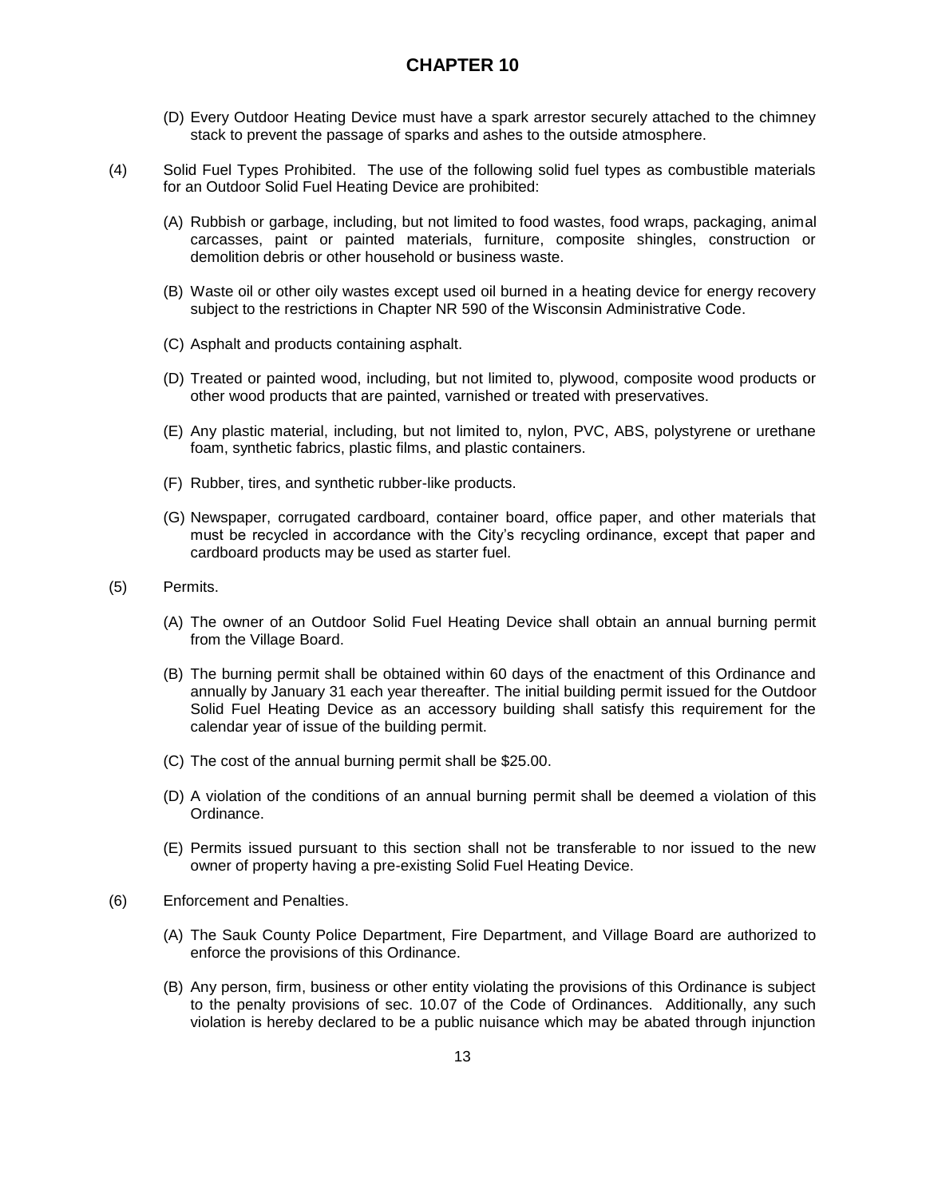# CHAPTER 10

(D) Every Outdoor Heating Device must have a spark arrestor securely attached to the chimney stack to prevent the passage of sparks and ashes to the outside atmosphere.

(4) Solid Fuel Types Prohibited. The use of the following solid fuel types as combustible materials for an Outdoor Solid Fuel Heating Device are prohibited:

(A) Rubbish or garbage, including, but not limited to food wastes, food wraps, packaging, animal carcasses, paint or painted materials, furniture, composite shingles, construction or demolition debris or other household or business waste.

(B) Waste oil or other oily wastes except used oil burned in a heating device for energy recovery subject to the restrictions in Chapter NR 590 of the Wisconsin Administrative Code.

(C) Asphalt and products containing asphalt.

(D) Treated or painted wood, including, but not limited to, plywood, composite wood products or other wood products that are painted, varnished or treated with preservatives.

(E) Any plastic material, including, but not limited to, nylon, PVC, ABS, polystyrene or urethane foam, synthetic fabrics, plastic films, and plastic containers.

(F) Rubber, tires, and synthetic rubber-like products.

(G) Newspaper, corrugated cardboard, container board, office paper, and other materials that must be recycled in accordance with the City's recycling ordinance, except that paper and cardboard products may be used as starter fuel.

(5) Permits.

(A) The owner of an Outdoor Solid Fuel Heating Device shall obtain an annual burning permit from the Village Board.

(B) The burning permit shall be obtained within 60 days of the enactment of this Ordinance and annually by January 31 each year thereafter. The initial building permit issued for the Outdoor Solid Fuel Heating Device as an accessory building shall satisfy this requirement for the calendar year of issue of the building permit.

(C) The cost of the annual burning permit shall be $25.00.

(D) A violation of the conditions of an annual burning permit shall be deemed a violation of this Ordinance.

(E) Permits issued pursuant to this section shall not be transferable to nor issued to the new owner of property having a pre-existing Solid Fuel Heating Device.

(6) Enforcement and Penalties.

(A) The Sauk County Police Department, Fire Department, and Village Board are authorized to enforce the provisions of this Ordinance.

(B) Any person, firm, business or other entity violating the provisions of this Ordinance is subject to the penalty provisions of sec. 10.07 of the Code of Ordinances. Additionally, any such violation is hereby declared to be a public nuisance which may be abated through injunction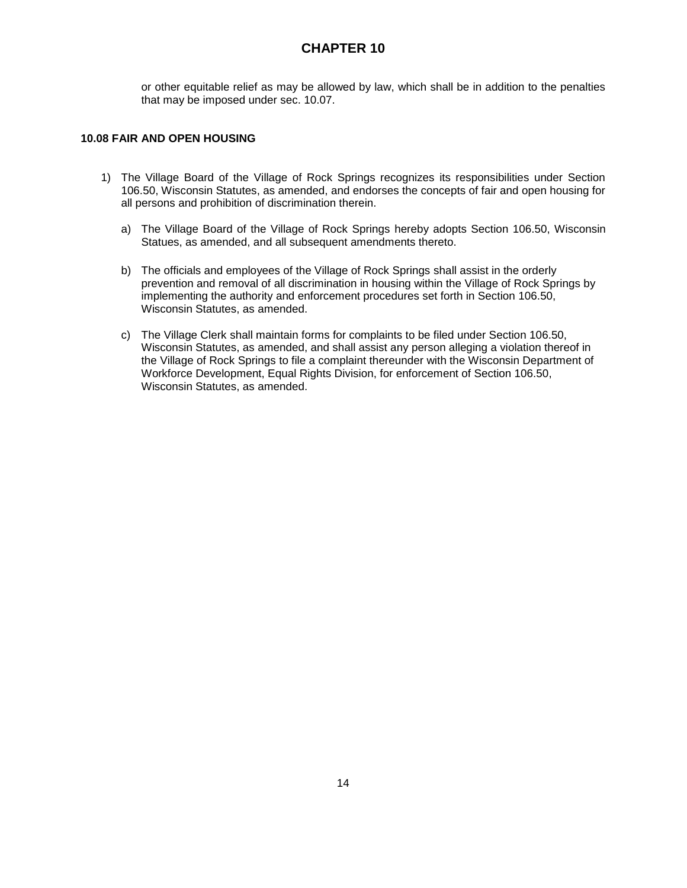or other equitable relief as may be allowed by law, which shall be in addition to the penalties that may be imposed under sec. 10.07.

### 10.08 FAIR AND OPEN HOUSING

1) The Village Board of the Village of Rock Springs recognizes its responsibilities under Section 106.50, Wisconsin Statutes, as amended, and endorses the concepts of fair and open housing for all persons and prohibition of discrimination therein.

   a) The Village Board of the Village of Rock Springs hereby adopts Section 106.50, Wisconsin Statues, as amended, and all subsequent amendments thereto.

   b) The officials and employees of the Village of Rock Springs shall assist in the orderly prevention and removal of all discrimination in housing within the Village of Rock Springs by implementing the authority and enforcement procedures set forth in Section 106.50, Wisconsin Statutes, as amended.

   c) The Village Clerk shall maintain forms for complaints to be filed under Section 106.50, Wisconsin Statutes, as amended, and shall assist any person alleging a violation thereof in the Village of Rock Springs to file a complaint thereunder with the Wisconsin Department of Workforce Development, Equal Rights Division, for enforcement of Section 106.50, Wisconsin Statutes, as amended.